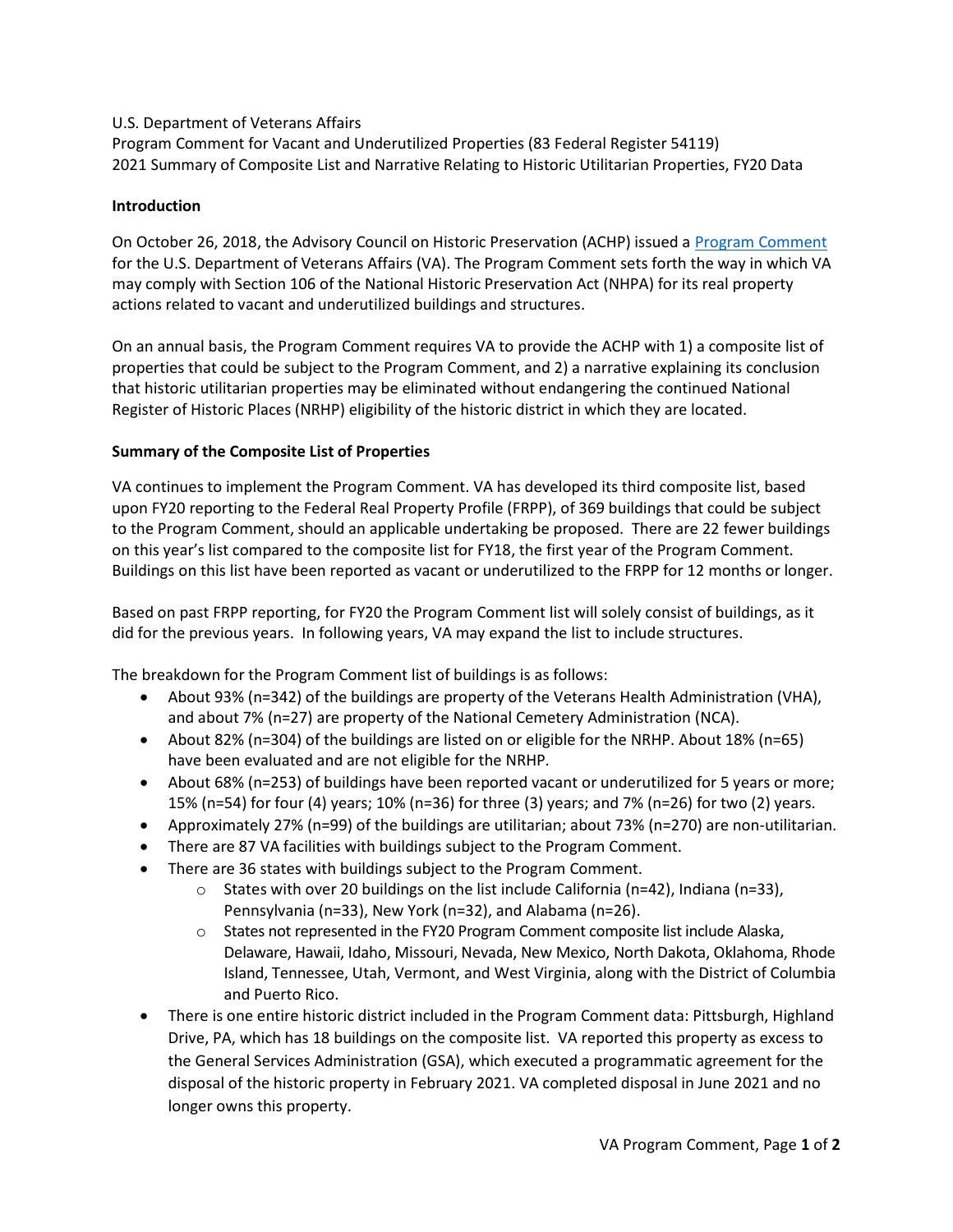U.S. Department of Veterans Affairs
Program Comment for Vacant and Underutilized Properties (83 Federal Register 54119)
2021 Summary of Composite List and Narrative Relating to Historic Utilitarian Properties, FY20 Data

**Introduction**

On October 26, 2018, the Advisory Council on Historic Preservation (ACHP) issued a Program Comment for the U.S. Department of Veterans Affairs (VA). The Program Comment sets forth the way in which VA may comply with Section 106 of the National Historic Preservation Act (NHPA) for its real property actions related to vacant and underutilized buildings and structures.

On an annual basis, the Program Comment requires VA to provide the ACHP with 1) a composite list of properties that could be subject to the Program Comment, and 2) a narrative explaining its conclusion that historic utilitarian properties may be eliminated without endangering the continued National Register of Historic Places (NRHP) eligibility of the historic district in which they are located.

**Summary of the Composite List of Properties**

VA continues to implement the Program Comment. VA has developed its third composite list, based upon FY20 reporting to the Federal Real Property Profile (FRPP), of 369 buildings that could be subject to the Program Comment, should an applicable undertaking be proposed. There are 22 fewer buildings on this year's list compared to the composite list for FY18, the first year of the Program Comment. Buildings on this list have been reported as vacant or underutilized to the FRPP for 12 months or longer.

Based on past FRPP reporting, for FY20 the Program Comment list will solely consist of buildings, as it did for the previous years. In following years, VA may expand the list to include structures.

The breakdown for the Program Comment list of buildings is as follows:

- About 93% (n=342) of the buildings are property of the Veterans Health Administration (VHA), and about 7% (n=27) are property of the National Cemetery Administration (NCA).
- About 82% (n=304) of the buildings are listed on or eligible for the NRHP. About 18% (n=65) have been evaluated and are not eligible for the NRHP.
- About 68% (n=253) of buildings have been reported vacant or underutilized for 5 years or more; 15% (n=54) for four (4) years; 10% (n=36) for three (3) years; and 7% (n=26) for two (2) years.
- Approximately 27% (n=99) of the buildings are utilitarian; about 73% (n=270) are non-utilitarian.
- There are 87 VA facilities with buildings subject to the Program Comment.
- There are 36 states with buildings subject to the Program Comment.
  - States with over 20 buildings on the list include California (n=42), Indiana (n=33), Pennsylvania (n=33), New York (n=32), and Alabama (n=26).
  - States not represented in the FY20 Program Comment composite list include Alaska, Delaware, Hawaii, Idaho, Missouri, Nevada, New Mexico, North Dakota, Oklahoma, Rhode Island, Tennessee, Utah, Vermont, and West Virginia, along with the District of Columbia and Puerto Rico.
- There is one entire historic district included in the Program Comment data: Pittsburgh, Highland Drive, PA, which has 18 buildings on the composite list. VA reported this property as excess to the General Services Administration (GSA), which executed a programmatic agreement for the disposal of the historic property in February 2021. VA completed disposal in June 2021 and no longer owns this property.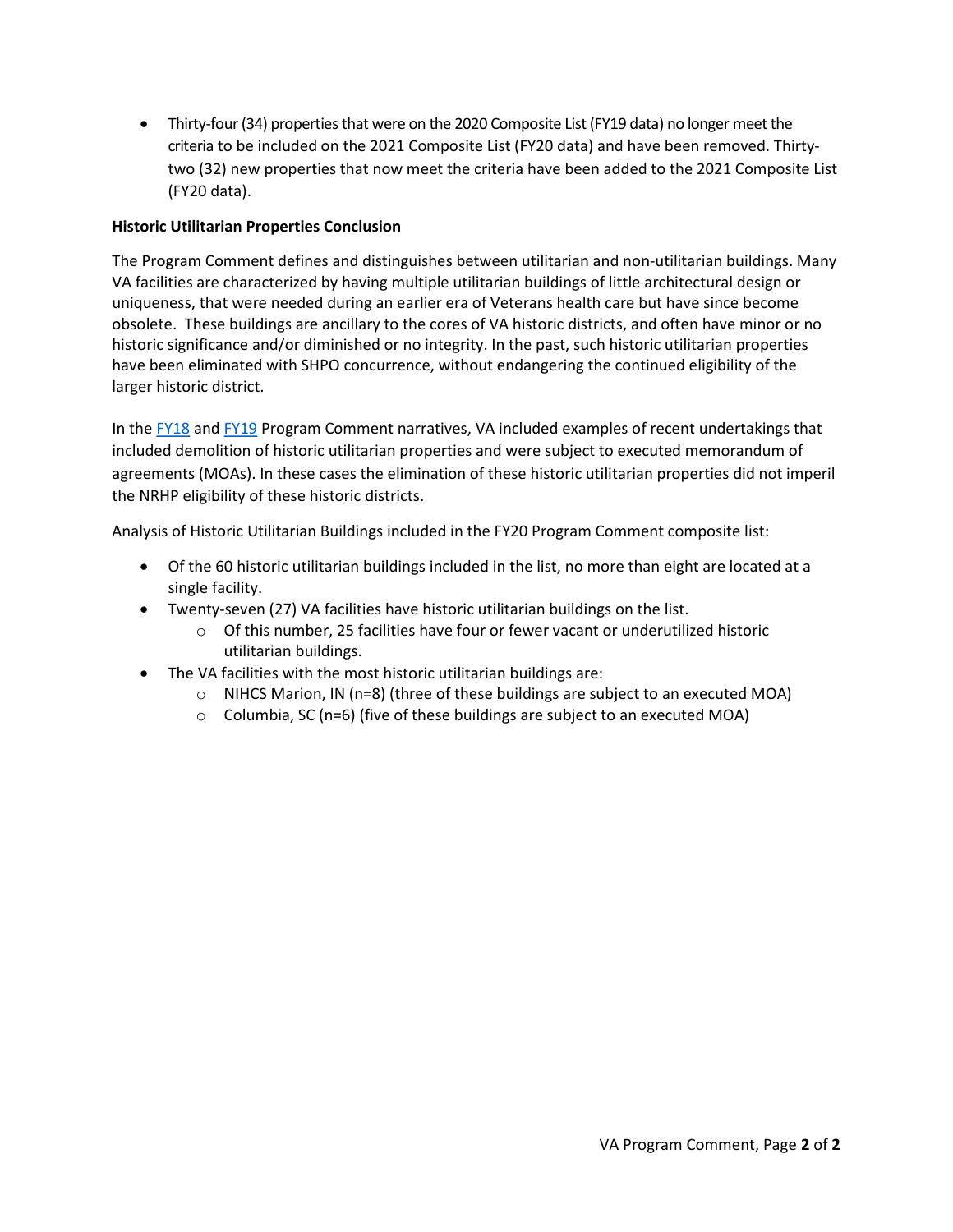- Thirty-four (34) properties that were on the 2020 Composite List (FY19 data) no longer meet the criteria to be included on the 2021 Composite List (FY20 data) and have been removed. Thirty-two (32) new properties that now meet the criteria have been added to the 2021 Composite List (FY20 data).

**Historic Utilitarian Properties Conclusion**

The Program Comment defines and distinguishes between utilitarian and non-utilitarian buildings. Many VA facilities are characterized by having multiple utilitarian buildings of little architectural design or uniqueness, that were needed during an earlier era of Veterans health care but have since become obsolete. These buildings are ancillary to the cores of VA historic districts, and often have minor or no historic significance and/or diminished or no integrity. In the past, such historic utilitarian properties have been eliminated with SHPO concurrence, without endangering the continued eligibility of the larger historic district.

In the FY18 and FY19 Program Comment narratives, VA included examples of recent undertakings that included demolition of historic utilitarian properties and were subject to executed memorandum of agreements (MOAs). In these cases the elimination of these historic utilitarian properties did not imperil the NRHP eligibility of these historic districts.

Analysis of Historic Utilitarian Buildings included in the FY20 Program Comment composite list:

- Of the 60 historic utilitarian buildings included in the list, no more than eight are located at a single facility.
- Twenty-seven (27) VA facilities have historic utilitarian buildings on the list.
  - Of this number, 25 facilities have four or fewer vacant or underutilized historic utilitarian buildings.
- The VA facilities with the most historic utilitarian buildings are:
  - NIHCS Marion, IN (n=8) (three of these buildings are subject to an executed MOA)
  - Columbia, SC (n=6) (five of these buildings are subject to an executed MOA)